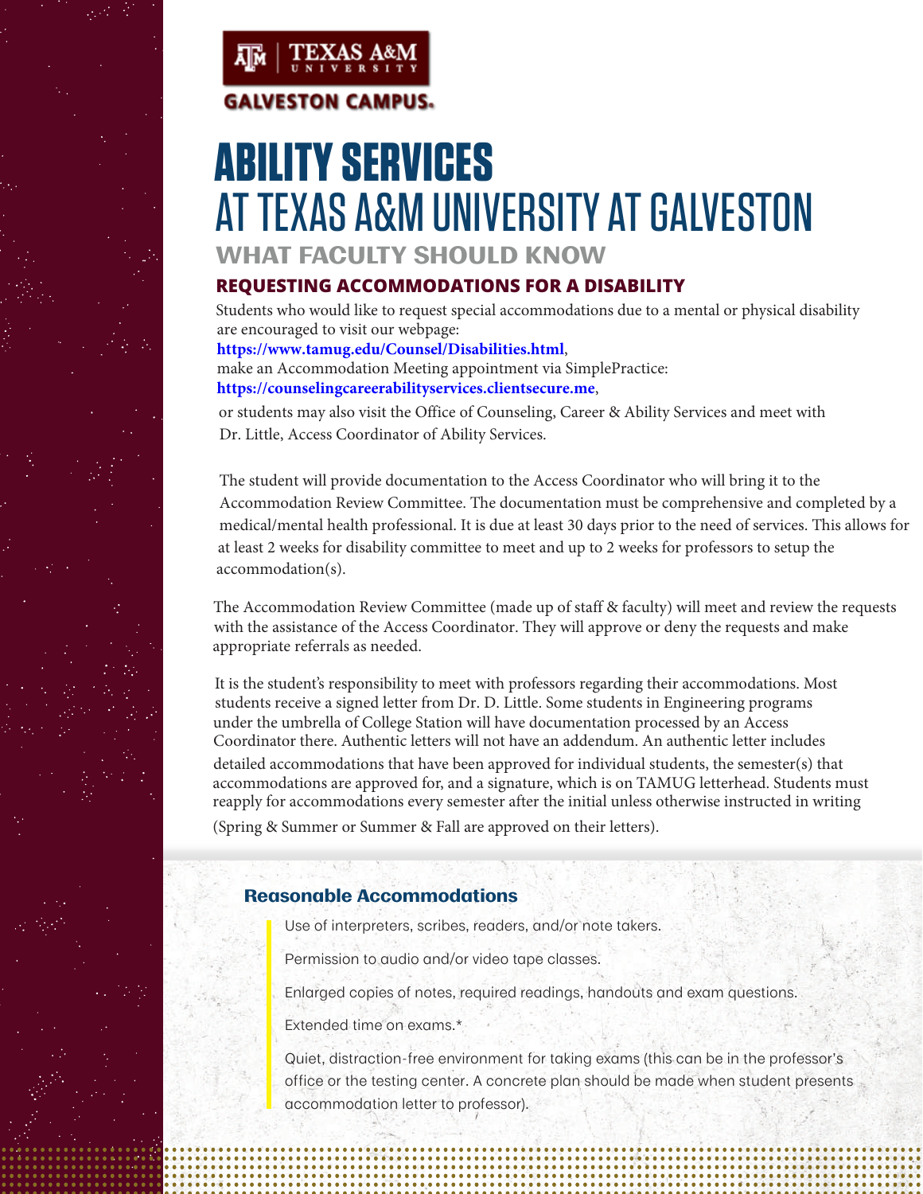TEXAS A&M UNIVERSITY

GALVESTON CAMPUS.

# ABILITY SERVICES
# AT TEXAS A&M UNIVERSITY AT GALVESTON

## WHAT FACULTY SHOULD KNOW

### REQUESTING ACCOMMODATIONS FOR A DISABILITY

Students who would like to request special accommodations due to a mental or physical disability are encouraged to visit our webpage:
**https://www.tamug.edu/Counsel/Disabilities.html**,
make an Accommodation Meeting appointment via SimplePractice:
**https://counselingcareerabilityservices.clientsecure.me**,
or students may also visit the Office of Counseling, Career & Ability Services and meet with Dr. Little, Access Coordinator of Ability Services.

The student will provide documentation to the Access Coordinator who will bring it to the Accommodation Review Committee. The documentation must be comprehensive and completed by a medical/mental health professional. It is due at least 30 days prior to the need of services. This allows for at least 2 weeks for disability committee to meet and up to 2 weeks for professors to setup the accommodation(s).

The Accommodation Review Committee (made up of staff & faculty) will meet and review the requests with the assistance of the Access Coordinator. They will approve or deny the requests and make appropriate referrals as needed.

It is the student's responsibility to meet with professors regarding their accommodations. Most students receive a signed letter from Dr. D. Little. Some students in Engineering programs under the umbrella of College Station will have documentation processed by an Access Coordinator there. Authentic letters will not have an addendum. An authentic letter includes detailed accommodations that have been approved for individual students, the semester(s) that accommodations are approved for, and a signature, which is on TAMUG letterhead. Students must reapply for accommodations every semester after the initial unless otherwise instructed in writing (Spring & Summer or Summer & Fall are approved on their letters).

### Reasonable Accommodations

- Use of interpreters, scribes, readers, and/or note takers.
- Permission to audio and/or video tape classes.
- Enlarged copies of notes, required readings, handouts and exam questions.
- Extended time on exams.*
- Quiet, distraction-free environment for taking exams (this can be in the professor's office or the testing center. A concrete plan should be made when student presents accommodation letter to professor).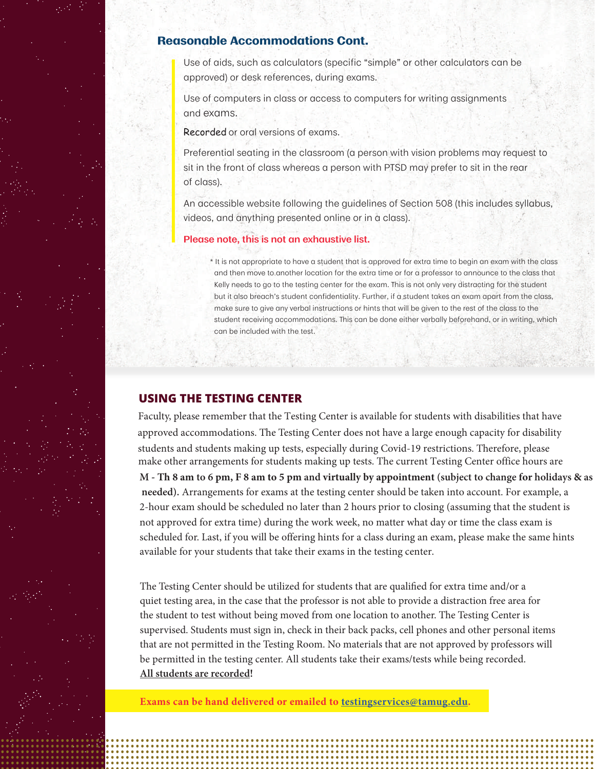## Reasonable Accommodations Cont.

Use of aids, such as calculators (specific "simple" or other calculators can be approved) or desk references, during exams.

Use of computers in class or access to computers for writing assignments and exams.

Recorded or oral versions of exams.

Preferential seating in the classroom (a person with vision problems may request to sit in the front of class whereas a person with PTSD may prefer to sit in the rear of class).

An accessible website following the guidelines of Section 508 (this includes syllabus, videos, and anything presented online or in a class).

**Please note, this is not an exhaustive list.**

* It is not appropriate to have a student that is approved for extra time to begin an exam with the class and then move to another location for the extra time or for a professor to announce to the class that Kelly needs to go to the testing center for the exam. This is not only very distracting for the student but it also breach's student confidentiality. Further, if a student takes an exam apart from the class, make sure to give any verbal instructions or hints that will be given to the rest of the class to the student receiving accommodations. This can be done either verbally beforehand, or in writing, which can be included with the test.

## USING THE TESTING CENTER

Faculty, please remember that the Testing Center is available for students with disabilities that have approved accommodations. The Testing Center does not have a large enough capacity for disability students and students making up tests, especially during Covid-19 restrictions. Therefore, please make other arrangements for students making up tests. The current Testing Center office hours are **M - Th 8 am to 6 pm, F 8 am to 5 pm and virtually by appointment (subject to change for holidays & as needed).** Arrangements for exams at the testing center should be taken into account. For example, a 2-hour exam should be scheduled no later than 2 hours prior to closing (assuming that the student is not approved for extra time) during the work week, no matter what day or time the class exam is scheduled for. Last, if you will be offering hints for a class during an exam, please make the same hints available for your students that take their exams in the testing center.

The Testing Center should be utilized for students that are qualified for extra time and/or a quiet testing area, in the case that the professor is not able to provide a distraction free area for the student to test without being moved from one location to another. The Testing Center is supervised. Students must sign in, check in their back packs, cell phones and other personal items that are not permitted in the Testing Room. No materials that are not approved by professors will be permitted in the testing center. All students take their exams/tests while being recorded. **All students are recorded!**

**Exams can be hand delivered or emailed to testingservices@tamug.edu.**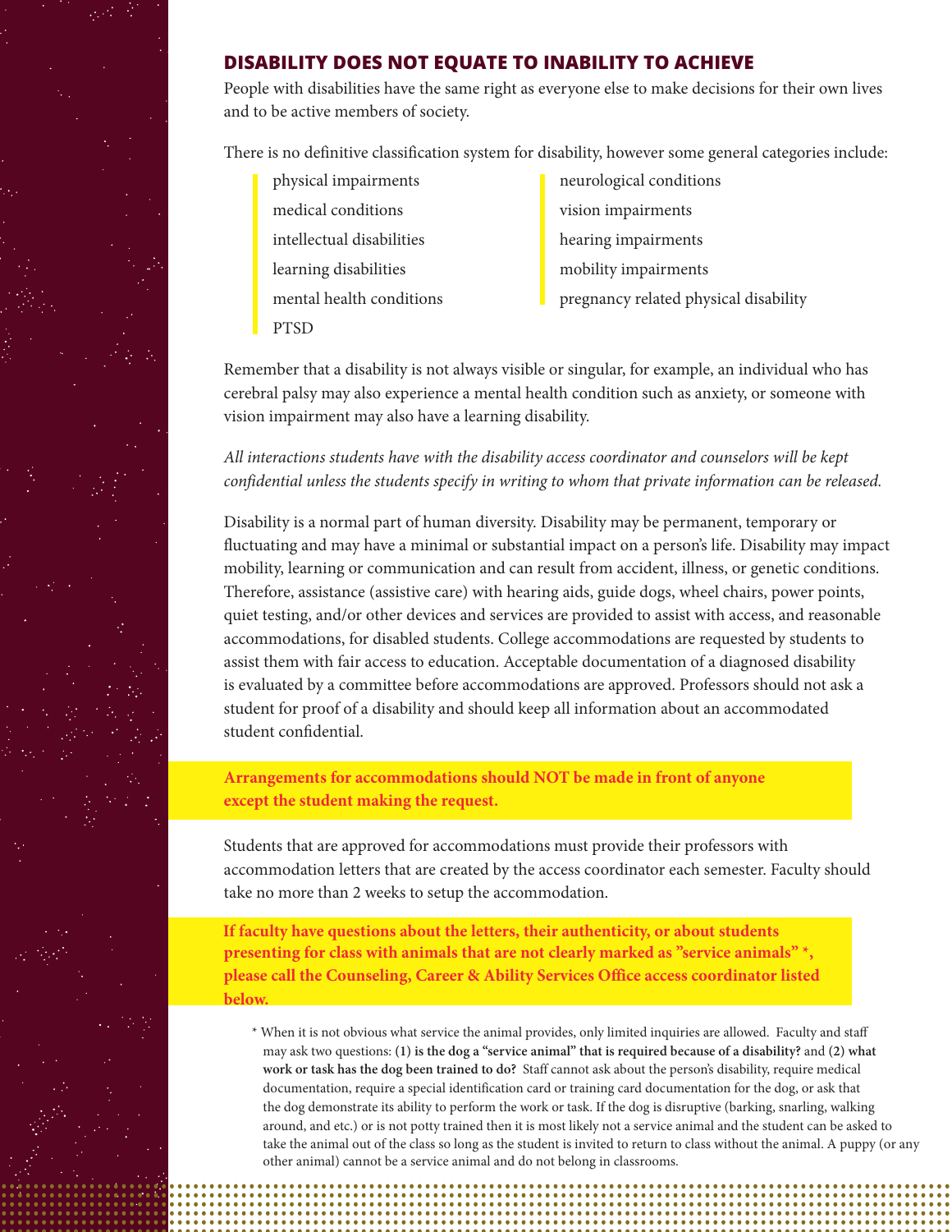## DISABILITY DOES NOT EQUATE TO INABILITY TO ACHIEVE

People with disabilities have the same right as everyone else to make decisions for their own lives and to be active members of society.

There is no definitive classification system for disability, however some general categories include:

- physical impairments
- medical conditions
- intellectual disabilities
- learning disabilities
- mental health conditions
- PTSD
- neurological conditions
- vision impairments
- hearing impairments
- mobility impairments
- pregnancy related physical disability

Remember that a disability is not always visible or singular, for example, an individual who has cerebral palsy may also experience a mental health condition such as anxiety, or someone with vision impairment may also have a learning disability.

*All interactions students have with the disability access coordinator and counselors will be kept confidential unless the students specify in writing to whom that private information can be released.*

Disability is a normal part of human diversity. Disability may be permanent, temporary or fluctuating and may have a minimal or substantial impact on a person's life. Disability may impact mobility, learning or communication and can result from accident, illness, or genetic conditions. Therefore, assistance (assistive care) with hearing aids, guide dogs, wheel chairs, power points, quiet testing, and/or other devices and services are provided to assist with access, and reasonable accommodations, for disabled students. College accommodations are requested by students to assist them with fair access to education. Acceptable documentation of a diagnosed disability is evaluated by a committee before accommodations are approved. Professors should not ask a student for proof of a disability and should keep all information about an accommodated student confidential.

**Arrangements for accommodations should NOT be made in front of anyone except the student making the request.**

Students that are approved for accommodations must provide their professors with accommodation letters that are created by the access coordinator each semester. Faculty should take no more than 2 weeks to setup the accommodation.

**If faculty have questions about the letters, their authenticity, or about students presenting for class with animals that are not clearly marked as "service animals" *, please call the Counseling, Career & Ability Services Office access coordinator listed below.**

* When it is not obvious what service the animal provides, only limited inquiries are allowed. Faculty and staff may ask two questions: **(1) is the dog a "service animal" that is required because of a disability?** and **(2) what work or task has the dog been trained to do?** Staff cannot ask about the person's disability, require medical documentation, require a special identification card or training card documentation for the dog, or ask that the dog demonstrate its ability to perform the work or task. If the dog is disruptive (barking, snarling, walking around, and etc.) or is not potty trained then it is most likely not a service animal and the student can be asked to take the animal out of the class so long as the student is invited to return to class without the animal. A puppy (or any other animal) cannot be a service animal and do not belong in classrooms.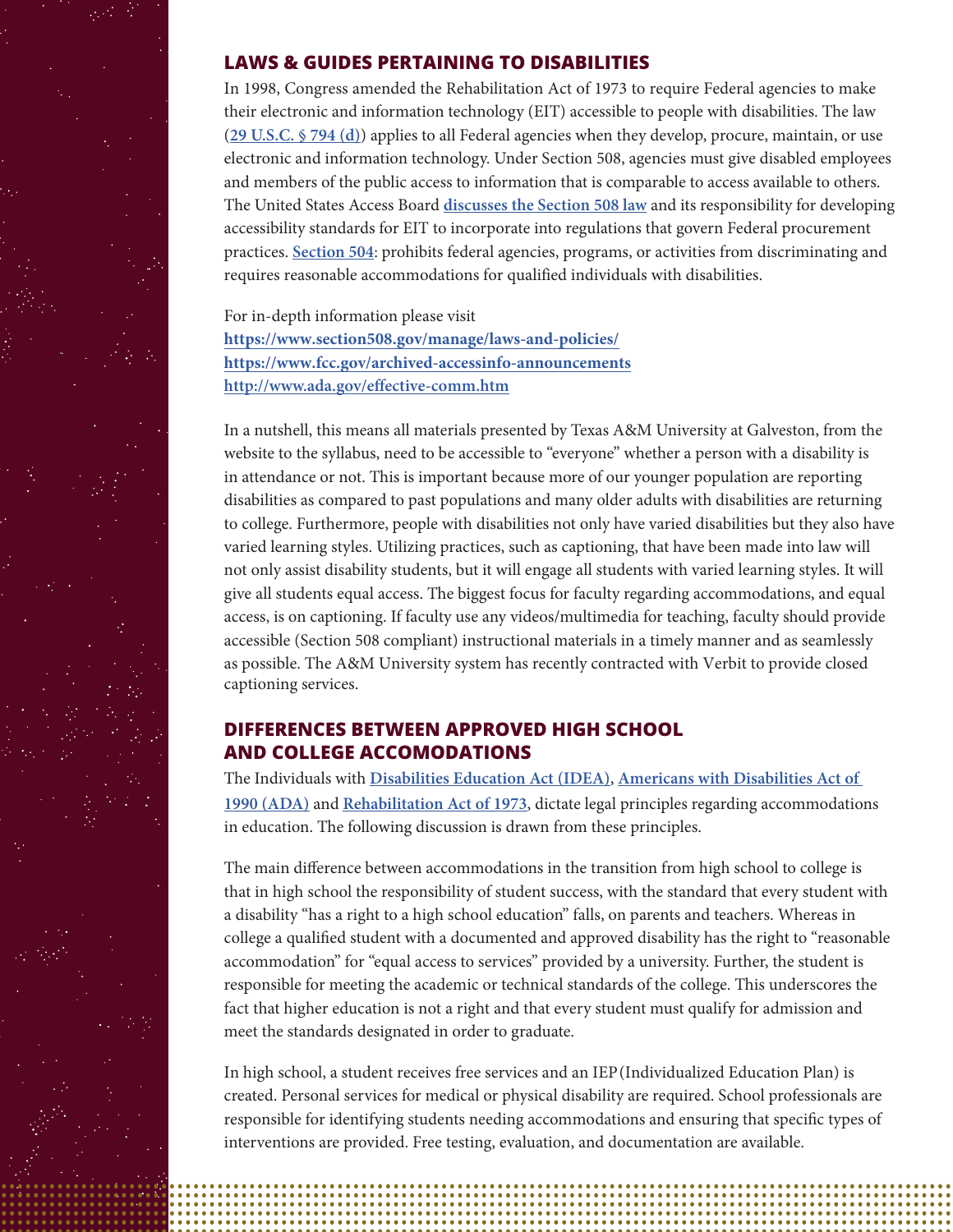## LAWS & GUIDES PERTAINING TO DISABILITIES

In 1998, Congress amended the Rehabilitation Act of 1973 to require Federal agencies to make their electronic and information technology (EIT) accessible to people with disabilities. The law (**29 U.S.C. § 794 (d)**) applies to all Federal agencies when they develop, procure, maintain, or use electronic and information technology. Under Section 508, agencies must give disabled employees and members of the public access to information that is comparable to access available to others. The United States Access Board **discusses the Section 508 law** and its responsibility for developing accessibility standards for EIT to incorporate into regulations that govern Federal procurement practices. **Section 504**: prohibits federal agencies, programs, or activities from discriminating and requires reasonable accommodations for qualified individuals with disabilities.

For in-depth information please visit
**https://www.section508.gov/manage/laws-and-policies/**
**https://www.fcc.gov/archived-accessinfo-announcements**
**http://www.ada.gov/effective-comm.htm**

In a nutshell, this means all materials presented by Texas A&M University at Galveston, from the website to the syllabus, need to be accessible to "everyone" whether a person with a disability is in attendance or not. This is important because more of our younger population are reporting disabilities as compared to past populations and many older adults with disabilities are returning to college. Furthermore, people with disabilities not only have varied disabilities but they also have varied learning styles. Utilizing practices, such as captioning, that have been made into law will not only assist disability students, but it will engage all students with varied learning styles. It will give all students equal access. The biggest focus for faculty regarding accommodations, and equal access, is on captioning. If faculty use any videos/multimedia for teaching, faculty should provide accessible (Section 508 compliant) instructional materials in a timely manner and as seamlessly as possible. The A&M University system has recently contracted with Verbit to provide closed captioning services.

## DIFFERENCES BETWEEN APPROVED HIGH SCHOOL AND COLLEGE ACCOMODATIONS

The Individuals with **Disabilities Education Act (IDEA)**, **Americans with Disabilities Act of 1990 (ADA)** and **Rehabilitation Act of 1973**, dictate legal principles regarding accommodations in education. The following discussion is drawn from these principles.

The main difference between accommodations in the transition from high school to college is that in high school the responsibility of student success, with the standard that every student with a disability "has a right to a high school education" falls, on parents and teachers. Whereas in college a qualified student with a documented and approved disability has the right to "reasonable accommodation" for "equal access to services" provided by a university. Further, the student is responsible for meeting the academic or technical standards of the college. This underscores the fact that higher education is not a right and that every student must qualify for admission and meet the standards designated in order to graduate.

In high school, a student receives free services and an IEP (Individualized Education Plan) is created. Personal services for medical or physical disability are required. School professionals are responsible for identifying students needing accommodations and ensuring that specific types of interventions are provided. Free testing, evaluation, and documentation are available.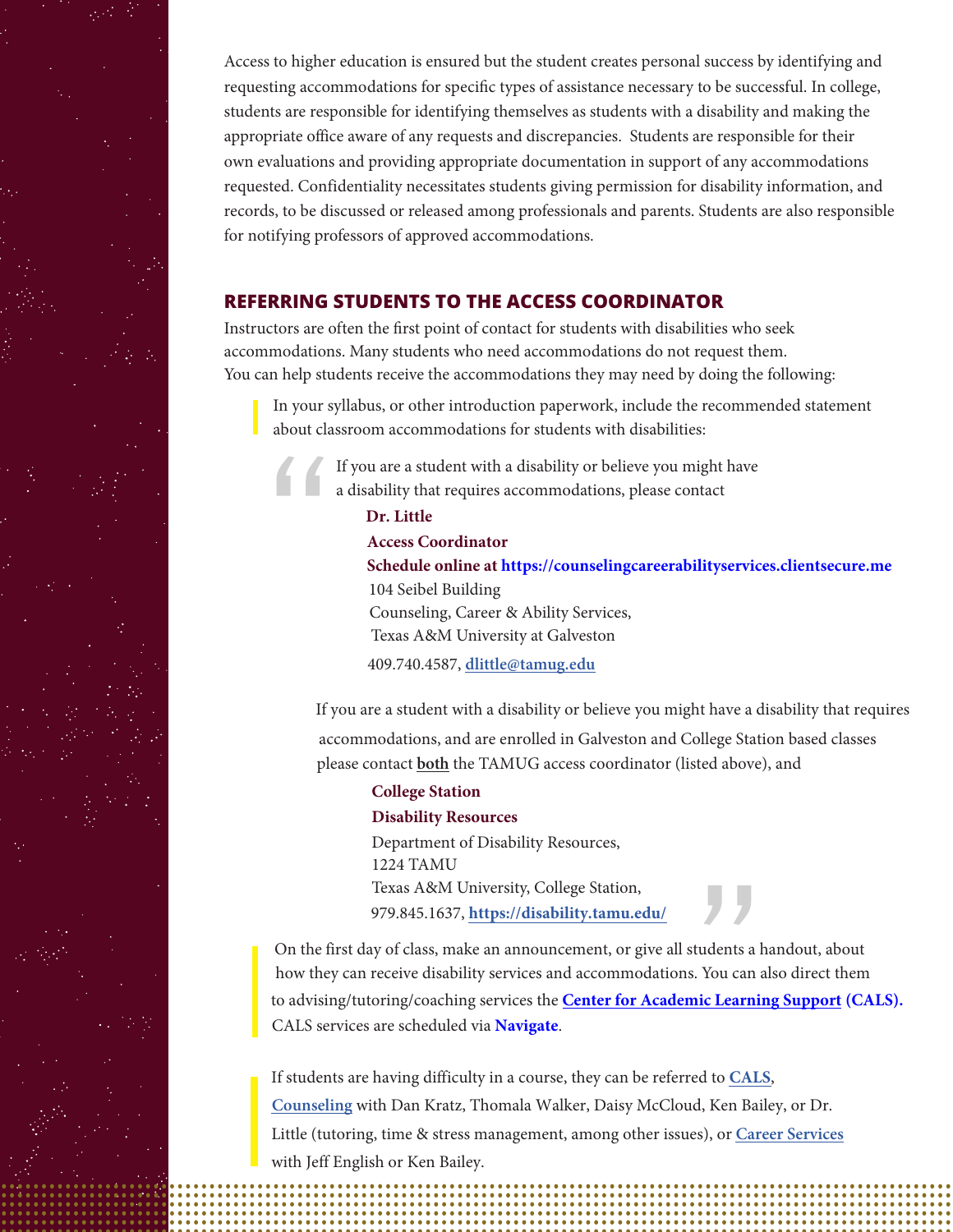Access to higher education is ensured but the student creates personal success by identifying and requesting accommodations for specific types of assistance necessary to be successful. In college, students are responsible for identifying themselves as students with a disability and making the appropriate office aware of any requests and discrepancies. Students are responsible for their own evaluations and providing appropriate documentation in support of any accommodations requested. Confidentiality necessitates students giving permission for disability information, and records, to be discussed or released among professionals and parents. Students are also responsible for notifying professors of approved accommodations.

## REFERRING STUDENTS TO THE ACCESS COORDINATOR

Instructors are often the first point of contact for students with disabilities who seek accommodations. Many students who need accommodations do not request them. You can help students receive the accommodations they may need by doing the following:

- In your syllabus, or other introduction paperwork, include the recommended statement about classroom accommodations for students with disabilities:

> If you are a student with a disability or believe you might have a disability that requires accommodations, please contact
>
> **Dr. Little**
> **Access Coordinator**
> **Schedule online at https://counselingcareerabilityservices.clientsecure.me**
> 104 Seibel Building
> Counseling, Career & Ability Services,
> Texas A&M University at Galveston
> 409.740.4587, dlittle@tamug.edu
>
> If you are a student with a disability or believe you might have a disability that requires accommodations, and are enrolled in Galveston and College Station based classes please contact **both** the TAMUG access coordinator (listed above), and
>
> **College Station**
> **Disability Resources**
> Department of Disability Resources,
> 1224 TAMU
> Texas A&M University, College Station,
> 979.845.1637, https://disability.tamu.edu/

- On the first day of class, make an announcement, or give all students a handout, about how they can receive disability services and accommodations. You can also direct them to advising/tutoring/coaching services the **Center for Academic Learning Support (CALS).** CALS services are scheduled via **Navigate**.

- If students are having difficulty in a course, they can be referred to **CALS**, Counseling with Dan Kratz, Thomala Walker, Daisy McCloud, Ken Bailey, or Dr. Little (tutoring, time & stress management, among other issues), or Career Services with Jeff English or Ken Bailey.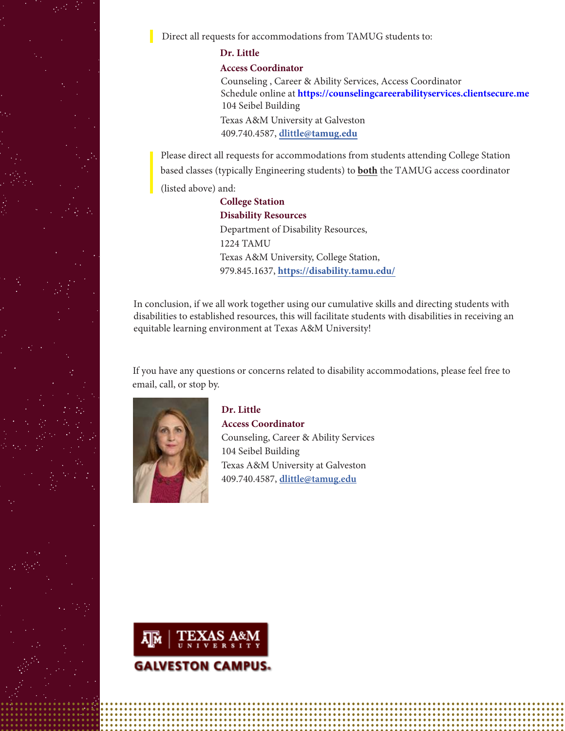Direct all requests for accommodations from TAMUG students to:

**Dr. Little**
**Access Coordinator**
Counseling , Career & Ability Services, Access Coordinator
Schedule online at **https://counselingcareerabilityservices.clientsecure.me**
104 Seibel Building
Texas A&M University at Galveston
409.740.4587, **dlittle@tamug.edu**

Please direct all requests for accommodations from students attending College Station based classes (typically Engineering students) to **both** the TAMUG access coordinator (listed above) and:

**College Station**
**Disability Resources**
Department of Disability Resources,
1224 TAMU
Texas A&M University, College Station,
979.845.1637, **https://disability.tamu.edu/**

In conclusion, if we all work together using our cumulative skills and directing students with disabilities to established resources, this will facilitate students with disabilities in receiving an equitable learning environment at Texas A&M University!

If you have any questions or concerns related to disability accommodations, please feel free to email, call, or stop by.

**Dr. Little**
**Access Coordinator**
Counseling, Career & Ability Services
104 Seibel Building
Texas A&M University at Galveston
409.740.4587, **dlittle@tamug.edu**

TEXAS A&M UNIVERSITY
GALVESTON CAMPUS.